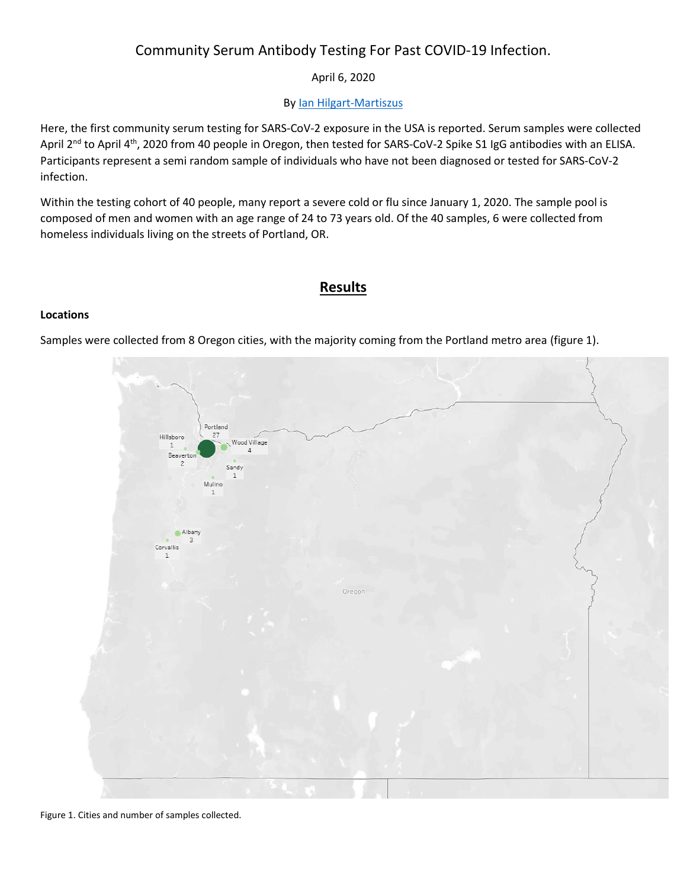# Community Serum Antibody Testing For Past COVID-19 Infection.

April 6, 2020

By [Ian Hilgart-Martiszus]

Here, the first community serum testing for SARS-CoV-2 exposure in the USA is reported. Serum samples were collected April 2nd to April 4th, 2020 from 40 people in Oregon, then tested for SARS-CoV-2 Spike S1 IgG antibodies with an ELISA. Participants represent a semi random sample of individuals who have not been diagnosed or tested for SARS-CoV-2 infection.

Within the testing cohort of 40 people, many report a severe cold or flu since January 1, 2020. The sample pool is composed of men and women with an age range of 24 to 73 years old. Of the 40 samples, 6 were collected from homeless individuals living on the streets of Portland, OR.

## Results

**Locations**

Samples were collected from 8 Oregon cities, with the majority coming from the Portland metro area (figure 1).

Figure 1. Cities and number of samples collected.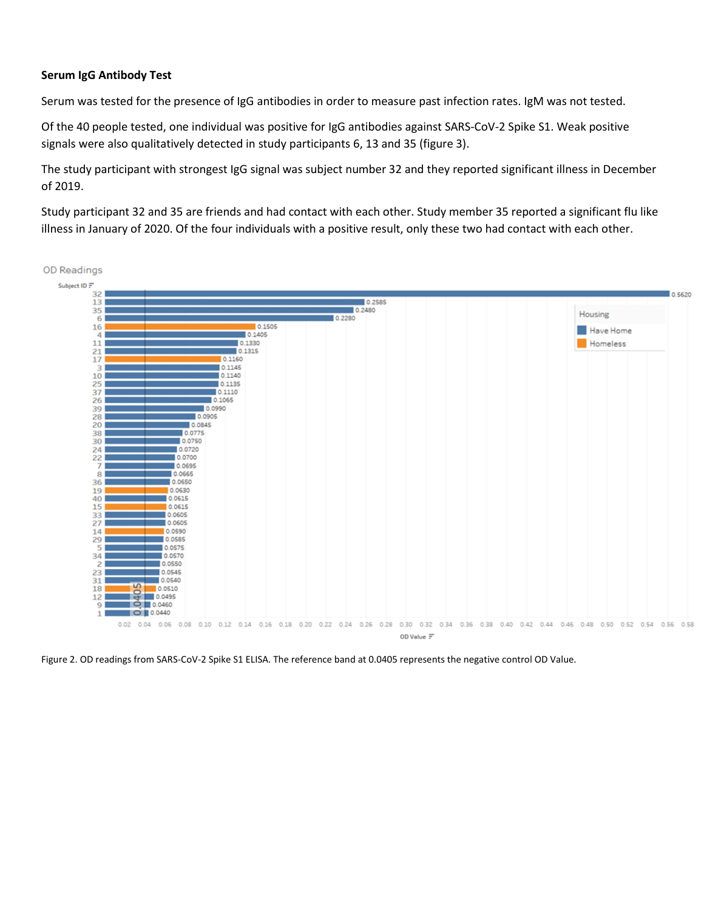**Serum IgG Antibody Test**

Serum was tested for the presence of IgG antibodies in order to measure past infection rates. IgM was not tested.

Of the 40 people tested, one individual was positive for IgG antibodies against SARS-CoV-2 Spike S1. Weak positive signals were also qualitatively detected in study participants 6, 13 and 35 (figure 3).

The study participant with strongest IgG signal was subject number 32 and they reported significant illness in December of 2019.

Study participant 32 and 35 are friends and had contact with each other. Study member 35 reported a significant flu like illness in January of 2020. Of the four individuals with a positive result, only these two had contact with each other.

OD Readings

| Subject ID | OD Value | Housing |
|---|---|---|
| 32 | 0.5620 | Have Home |
| 13 | 0.2585 | Have Home |
| 35 | 0.2480 | Have Home |
| 6 | 0.2280 | Have Home |
| 16 | 0.1505 | Homeless |
| 4 | 0.1405 | Have Home |
| 11 | 0.1330 | Have Home |
| 21 | 0.1315 | Have Home |
| 17 | 0.1160 | Homeless |
| 3 | 0.1145 | Have Home |
| 10 | 0.1140 | Have Home |
| 25 | 0.1135 | Have Home |
| 37 | 0.1110 | Have Home |
| 26 | 0.1065 | Have Home |
| 39 | 0.0990 | Have Home |
| 28 | 0.0905 | Have Home |
| 20 | 0.0845 | Have Home |
| 38 | 0.0775 | Have Home |
| 30 | 0.0750 | Have Home |
| 24 | 0.0720 | Have Home |
| 22 | 0.0700 | Have Home |
| 7 | 0.0695 | Have Home |
| 8 | 0.0665 | Have Home |
| 36 | 0.0650 | Have Home |
| 19 | 0.0630 | Homeless |
| 40 | 0.0615 | Have Home |
| 15 | 0.0615 | Homeless |
| 33 | 0.0605 | Have Home |
| 27 | 0.0605 | Have Home |
| 14 | 0.0590 | Homeless |
| 29 | 0.0585 | Have Home |
| 5 | 0.0575 | Have Home |
| 34 | 0.0570 | Have Home |
| 2 | 0.0550 | Have Home |
| 23 | 0.0545 | Have Home |
| 31 | 0.0540 | Have Home |
| 18 | 0.0510 | Homeless |
| 12 | 0.0495 | Have Home |
| 9 | 0.0460 | Have Home |
| 1 | 0.0440 | Have Home |

Figure 2. OD readings from SARS-CoV-2 Spike S1 ELISA. The reference band at 0.0405 represents the negative control OD Value.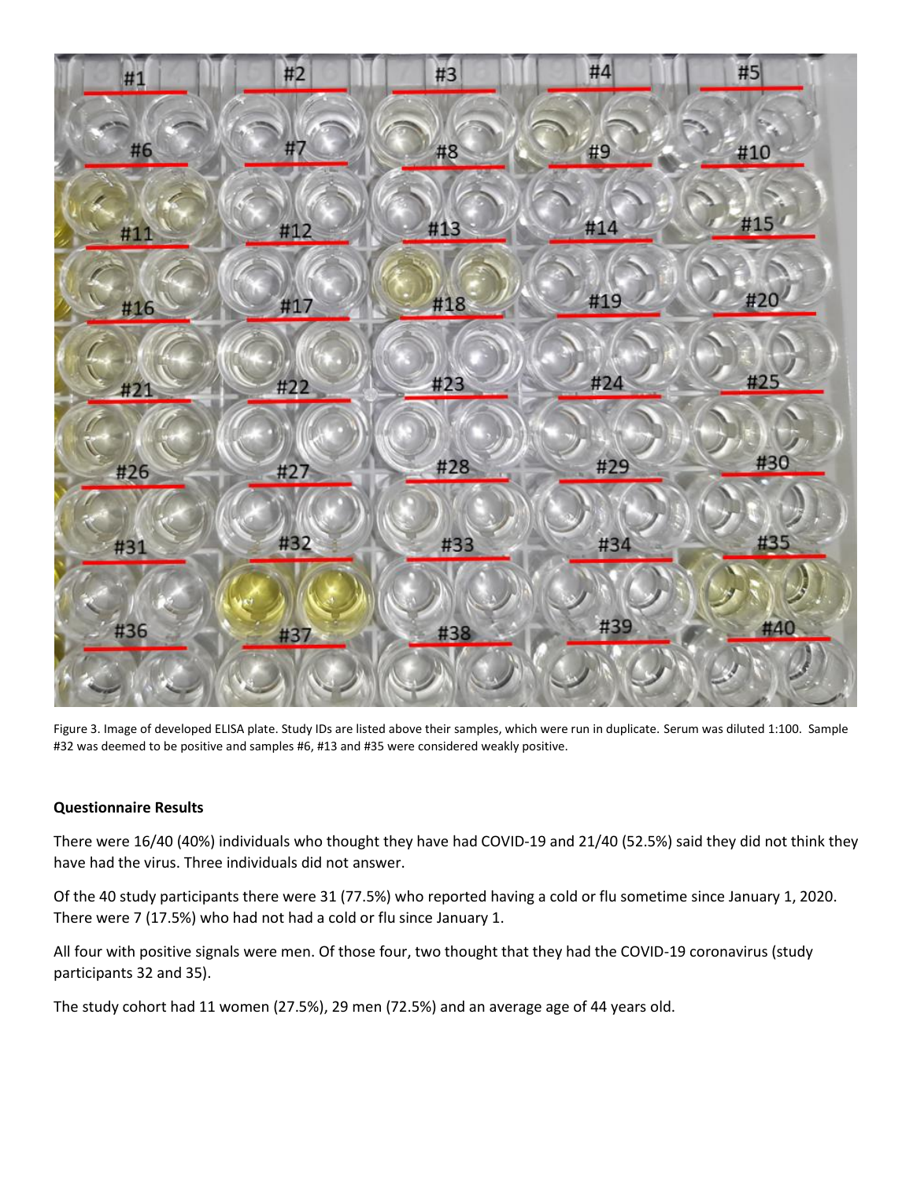Figure 3. Image of developed ELISA plate. Study IDs are listed above their samples, which were run in duplicate. Serum was diluted 1:100. Sample #32 was deemed to be positive and samples #6, #13 and #35 were considered weakly positive.

#### Questionnaire Results

There were 16/40 (40%) individuals who thought they have had COVID-19 and 21/40 (52.5%) said they did not think they have had the virus. Three individuals did not answer.

Of the 40 study participants there were 31 (77.5%) who reported having a cold or flu sometime since January 1, 2020. There were 7 (17.5%) who had not had a cold or flu since January 1.

All four with positive signals were men. Of those four, two thought that they had the COVID-19 coronavirus (study participants 32 and 35).

The study cohort had 11 women (27.5%), 29 men (72.5%) and an average age of 44 years old.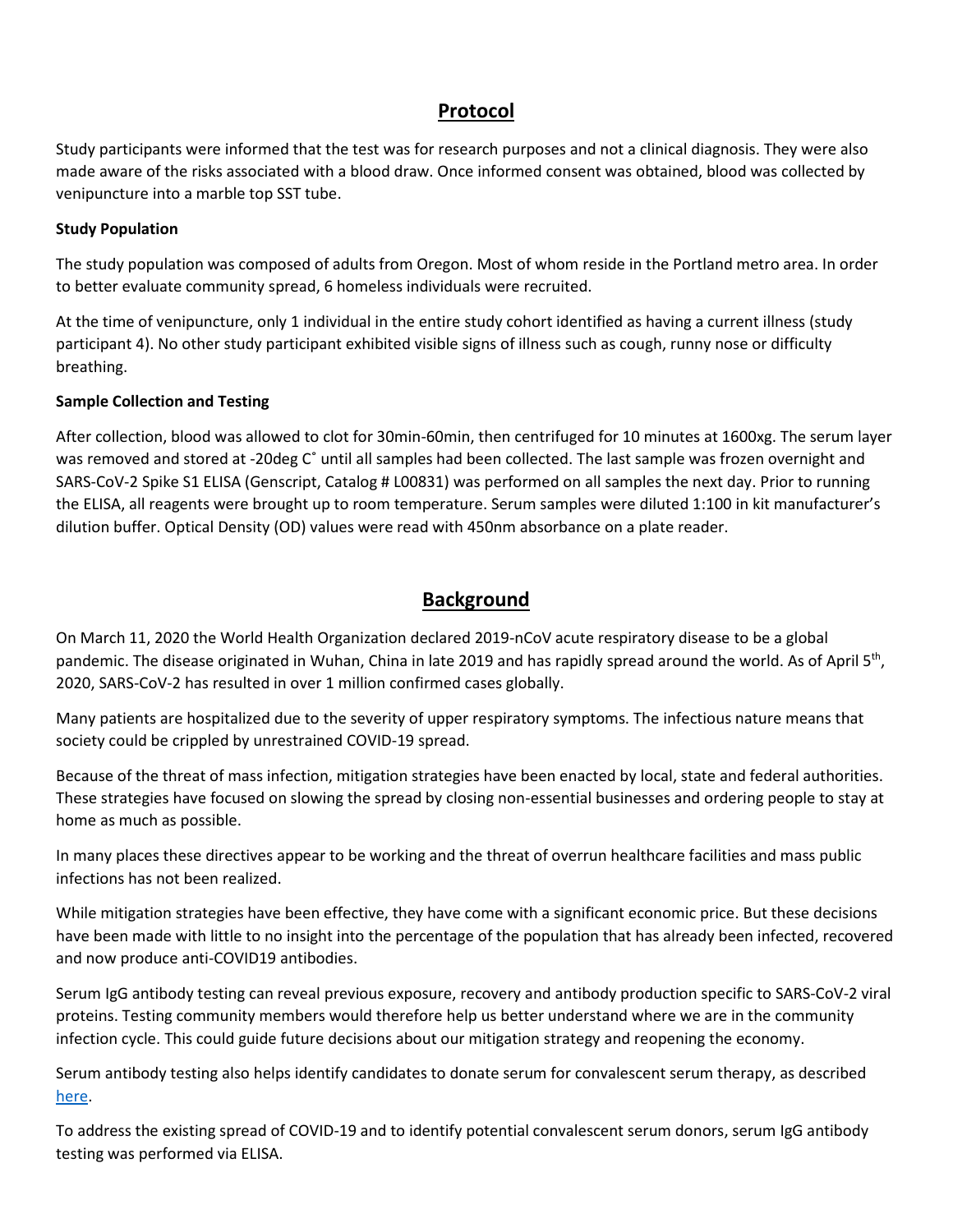## Protocol

Study participants were informed that the test was for research purposes and not a clinical diagnosis. They were also made aware of the risks associated with a blood draw. Once informed consent was obtained, blood was collected by venipuncture into a marble top SST tube.

### Study Population

The study population was composed of adults from Oregon. Most of whom reside in the Portland metro area. In order to better evaluate community spread, 6 homeless individuals were recruited.

At the time of venipuncture, only 1 individual in the entire study cohort identified as having a current illness (study participant 4). No other study participant exhibited visible signs of illness such as cough, runny nose or difficulty breathing.

### Sample Collection and Testing

After collection, blood was allowed to clot for 30min-60min, then centrifuged for 10 minutes at 1600xg. The serum layer was removed and stored at -20deg C˚ until all samples had been collected. The last sample was frozen overnight and SARS-CoV-2 Spike S1 ELISA (Genscript, Catalog # L00831) was performed on all samples the next day. Prior to running the ELISA, all reagents were brought up to room temperature. Serum samples were diluted 1:100 in kit manufacturer's dilution buffer. Optical Density (OD) values were read with 450nm absorbance on a plate reader.

## Background

On March 11, 2020 the World Health Organization declared 2019-nCoV acute respiratory disease to be a global pandemic. The disease originated in Wuhan, China in late 2019 and has rapidly spread around the world. As of April 5th, 2020, SARS-CoV-2 has resulted in over 1 million confirmed cases globally.

Many patients are hospitalized due to the severity of upper respiratory symptoms. The infectious nature means that society could be crippled by unrestrained COVID-19 spread.

Because of the threat of mass infection, mitigation strategies have been enacted by local, state and federal authorities. These strategies have focused on slowing the spread by closing non-essential businesses and ordering people to stay at home as much as possible.

In many places these directives appear to be working and the threat of overrun healthcare facilities and mass public infections has not been realized.

While mitigation strategies have been effective, they have come with a significant economic price. But these decisions have been made with little to no insight into the percentage of the population that has already been infected, recovered and now produce anti-COVID19 antibodies.

Serum IgG antibody testing can reveal previous exposure, recovery and antibody production specific to SARS-CoV-2 viral proteins. Testing community members would therefore help us better understand where we are in the community infection cycle. This could guide future decisions about our mitigation strategy and reopening the economy.

Serum antibody testing also helps identify candidates to donate serum for convalescent serum therapy, as described here.

To address the existing spread of COVID-19 and to identify potential convalescent serum donors, serum IgG antibody testing was performed via ELISA.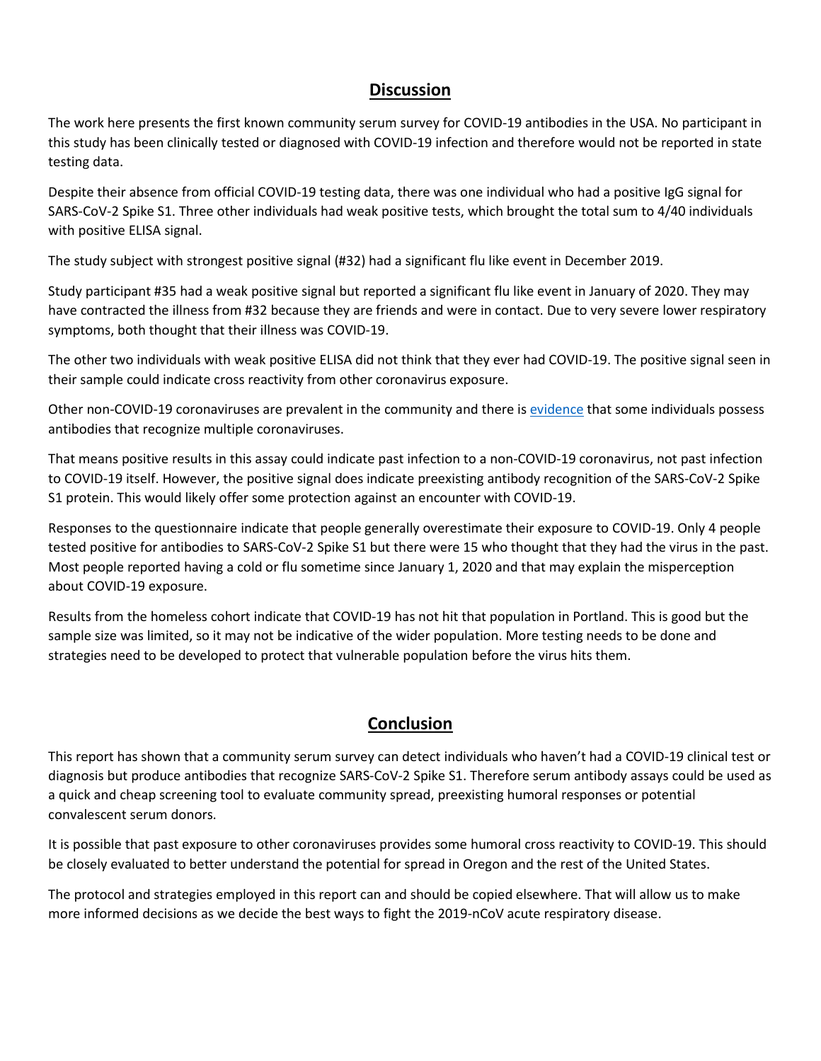## Discussion

The work here presents the first known community serum survey for COVID-19 antibodies in the USA. No participant in this study has been clinically tested or diagnosed with COVID-19 infection and therefore would not be reported in state testing data.

Despite their absence from official COVID-19 testing data, there was one individual who had a positive IgG signal for SARS-CoV-2 Spike S1. Three other individuals had weak positive tests, which brought the total sum to 4/40 individuals with positive ELISA signal.

The study subject with strongest positive signal (#32) had a significant flu like event in December 2019.

Study participant #35 had a weak positive signal but reported a significant flu like event in January of 2020. They may have contracted the illness from #32 because they are friends and were in contact. Due to very severe lower respiratory symptoms, both thought that their illness was COVID-19.

The other two individuals with weak positive ELISA did not think that they ever had COVID-19. The positive signal seen in their sample could indicate cross reactivity from other coronavirus exposure.

Other non-COVID-19 coronaviruses are prevalent in the community and there is evidence that some individuals possess antibodies that recognize multiple coronaviruses.

That means positive results in this assay could indicate past infection to a non-COVID-19 coronavirus, not past infection to COVID-19 itself. However, the positive signal does indicate preexisting antibody recognition of the SARS-CoV-2 Spike S1 protein. This would likely offer some protection against an encounter with COVID-19.

Responses to the questionnaire indicate that people generally overestimate their exposure to COVID-19. Only 4 people tested positive for antibodies to SARS-CoV-2 Spike S1 but there were 15 who thought that they had the virus in the past. Most people reported having a cold or flu sometime since January 1, 2020 and that may explain the misperception about COVID-19 exposure.

Results from the homeless cohort indicate that COVID-19 has not hit that population in Portland. This is good but the sample size was limited, so it may not be indicative of the wider population. More testing needs to be done and strategies need to be developed to protect that vulnerable population before the virus hits them.

## Conclusion

This report has shown that a community serum survey can detect individuals who haven't had a COVID-19 clinical test or diagnosis but produce antibodies that recognize SARS-CoV-2 Spike S1. Therefore serum antibody assays could be used as a quick and cheap screening tool to evaluate community spread, preexisting humoral responses or potential convalescent serum donors.

It is possible that past exposure to other coronaviruses provides some humoral cross reactivity to COVID-19. This should be closely evaluated to better understand the potential for spread in Oregon and the rest of the United States.

The protocol and strategies employed in this report can and should be copied elsewhere. That will allow us to make more informed decisions as we decide the best ways to fight the 2019-nCoV acute respiratory disease.